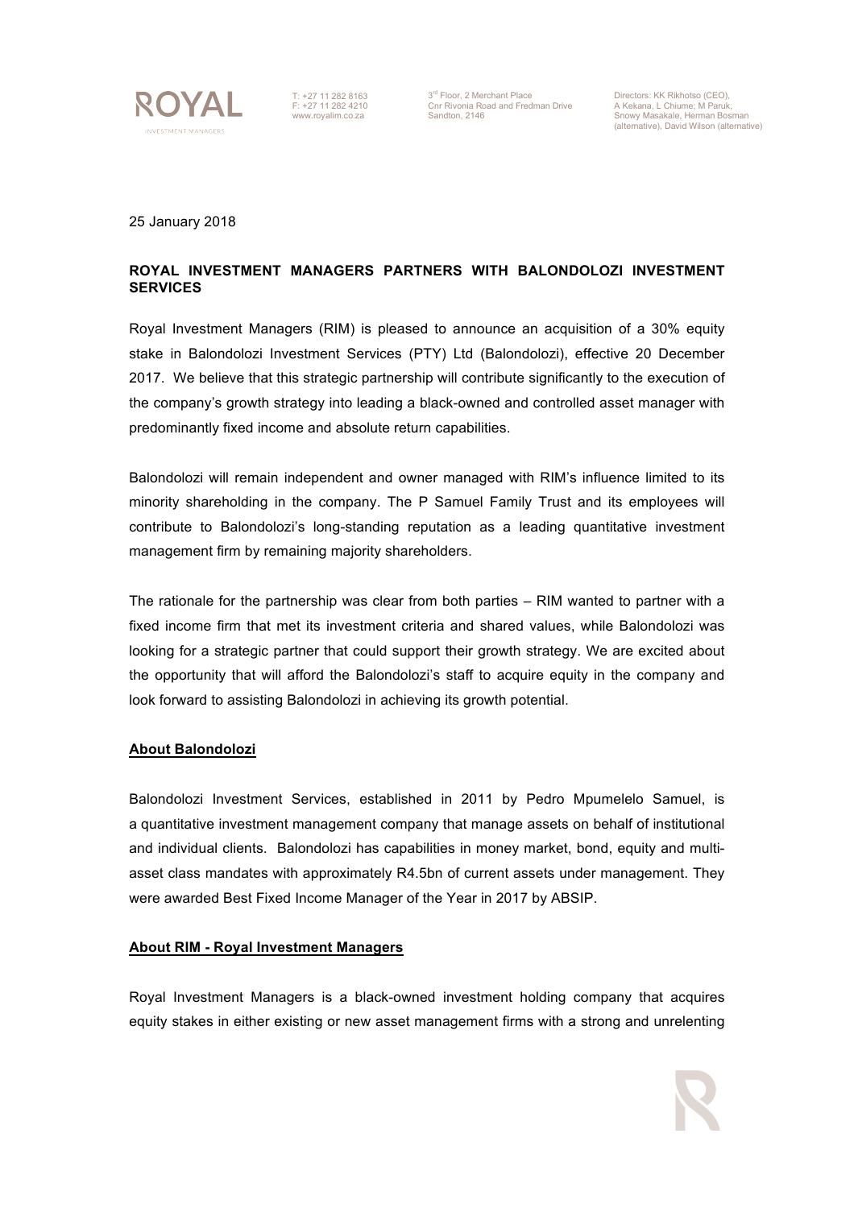25 January 2018

**ROYAL INVESTMENT MANAGERS PARTNERS WITH BALONDOLOZI INVESTMENT SERVICES**

Royal Investment Managers (RIM) is pleased to announce an acquisition of a 30% equity stake in Balondolozi Investment Services (PTY) Ltd (Balondolozi), effective 20 December 2017. We believe that this strategic partnership will contribute significantly to the execution of the company's growth strategy into leading a black-owned and controlled asset manager with predominantly fixed income and absolute return capabilities.

Balondolozi will remain independent and owner managed with RIM's influence limited to its minority shareholding in the company. The P Samuel Family Trust and its employees will contribute to Balondolozi's long-standing reputation as a leading quantitative investment management firm by remaining majority shareholders.

The rationale for the partnership was clear from both parties – RIM wanted to partner with a fixed income firm that met its investment criteria and shared values, while Balondolozi was looking for a strategic partner that could support their growth strategy. We are excited about the opportunity that will afford the Balondolozi's staff to acquire equity in the company and look forward to assisting Balondolozi in achieving its growth potential.

**<u>About Balondolozi</u>**

Balondolozi Investment Services, established in 2011 by Pedro Mpumelelo Samuel, is a quantitative investment management company that manage assets on behalf of institutional and individual clients. Balondolozi has capabilities in money market, bond, equity and multi-asset class mandates with approximately R4.5bn of current assets under management. They were awarded Best Fixed Income Manager of the Year in 2017 by ABSIP.

**<u>About RIM - Royal Investment Managers</u>**

Royal Investment Managers is a black-owned investment holding company that acquires equity stakes in either existing or new asset management firms with a strong and unrelenting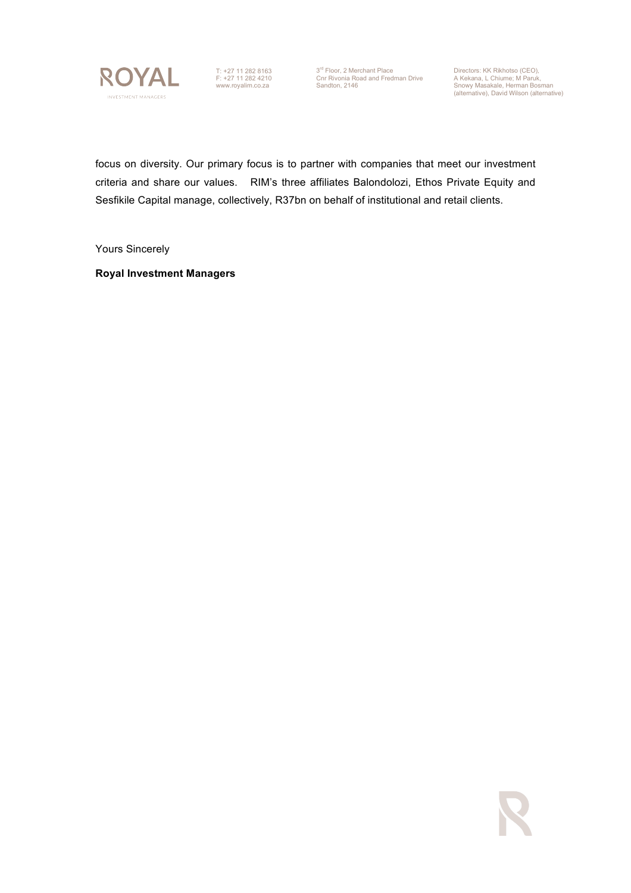focus on diversity. Our primary focus is to partner with companies that meet our investment criteria and share our values. RIM's three affiliates Balondolozi, Ethos Private Equity and Sesfikile Capital manage, collectively, R37bn on behalf of institutional and retail clients.

Yours Sincerely

**Royal Investment Managers**